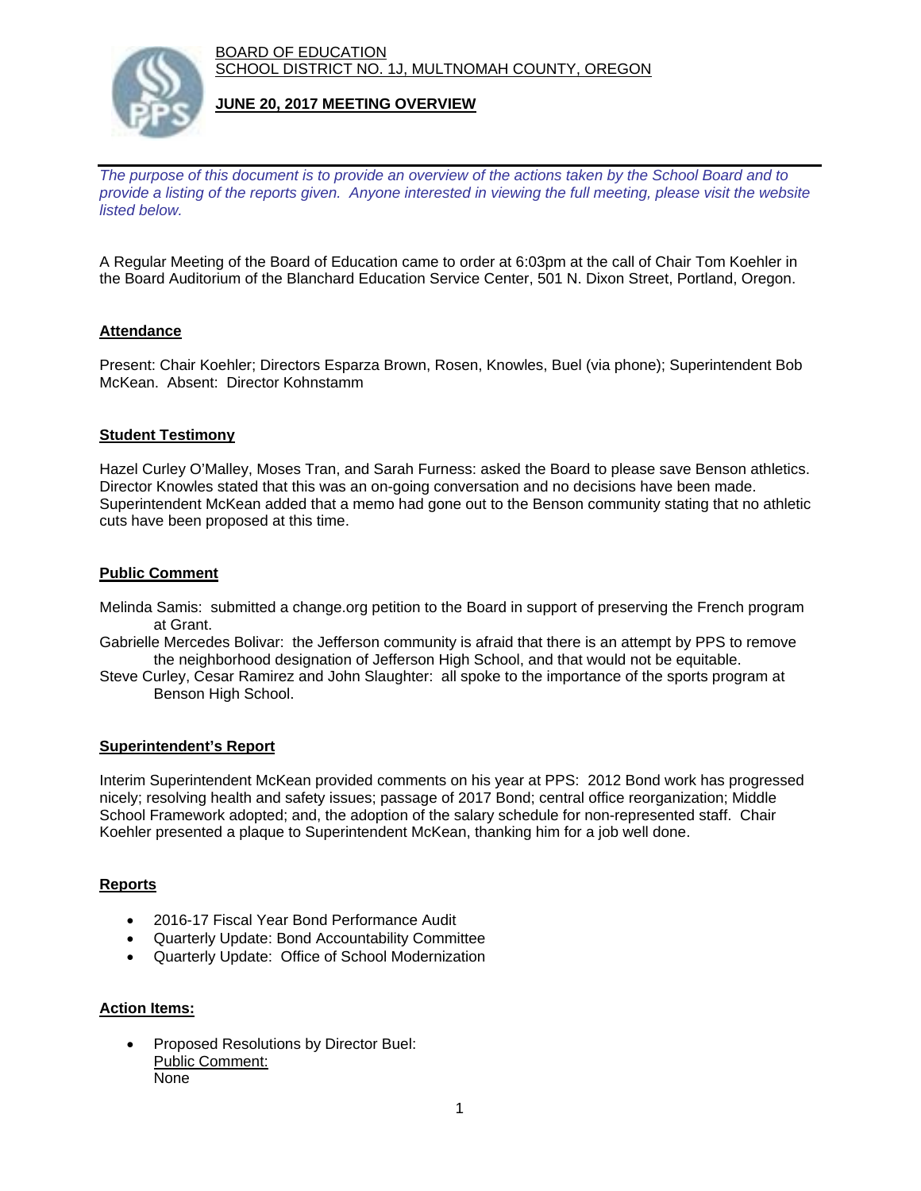BOARD OF EDUCATION
SCHOOL DISTRICT NO. 1J, MULTNOMAH COUNTY, OREGON

**JUNE 20, 2017 MEETING OVERVIEW**

*The purpose of this document is to provide an overview of the actions taken by the School Board and to provide a listing of the reports given. Anyone interested in viewing the full meeting, please visit the website listed below.*

A Regular Meeting of the Board of Education came to order at 6:03pm at the call of Chair Tom Koehler in the Board Auditorium of the Blanchard Education Service Center, 501 N. Dixon Street, Portland, Oregon.

## Attendance

Present: Chair Koehler; Directors Esparza Brown, Rosen, Knowles, Buel (via phone); Superintendent Bob McKean. Absent: Director Kohnstamm

## Student Testimony

Hazel Curley O'Malley, Moses Tran, and Sarah Furness: asked the Board to please save Benson athletics. Director Knowles stated that this was an on-going conversation and no decisions have been made. Superintendent McKean added that a memo had gone out to the Benson community stating that no athletic cuts have been proposed at this time.

## Public Comment

Melinda Samis: submitted a change.org petition to the Board in support of preserving the French program at Grant.

Gabrielle Mercedes Bolivar: the Jefferson community is afraid that there is an attempt by PPS to remove the neighborhood designation of Jefferson High School, and that would not be equitable.

Steve Curley, Cesar Ramirez and John Slaughter: all spoke to the importance of the sports program at Benson High School.

## Superintendent's Report

Interim Superintendent McKean provided comments on his year at PPS: 2012 Bond work has progressed nicely; resolving health and safety issues; passage of 2017 Bond; central office reorganization; Middle School Framework adopted; and, the adoption of the salary schedule for non-represented staff. Chair Koehler presented a plaque to Superintendent McKean, thanking him for a job well done.

## Reports

- 2016-17 Fiscal Year Bond Performance Audit
- Quarterly Update: Bond Accountability Committee
- Quarterly Update: Office of School Modernization

## Action Items:

- Proposed Resolutions by Director Buel:
  Public Comment:
  None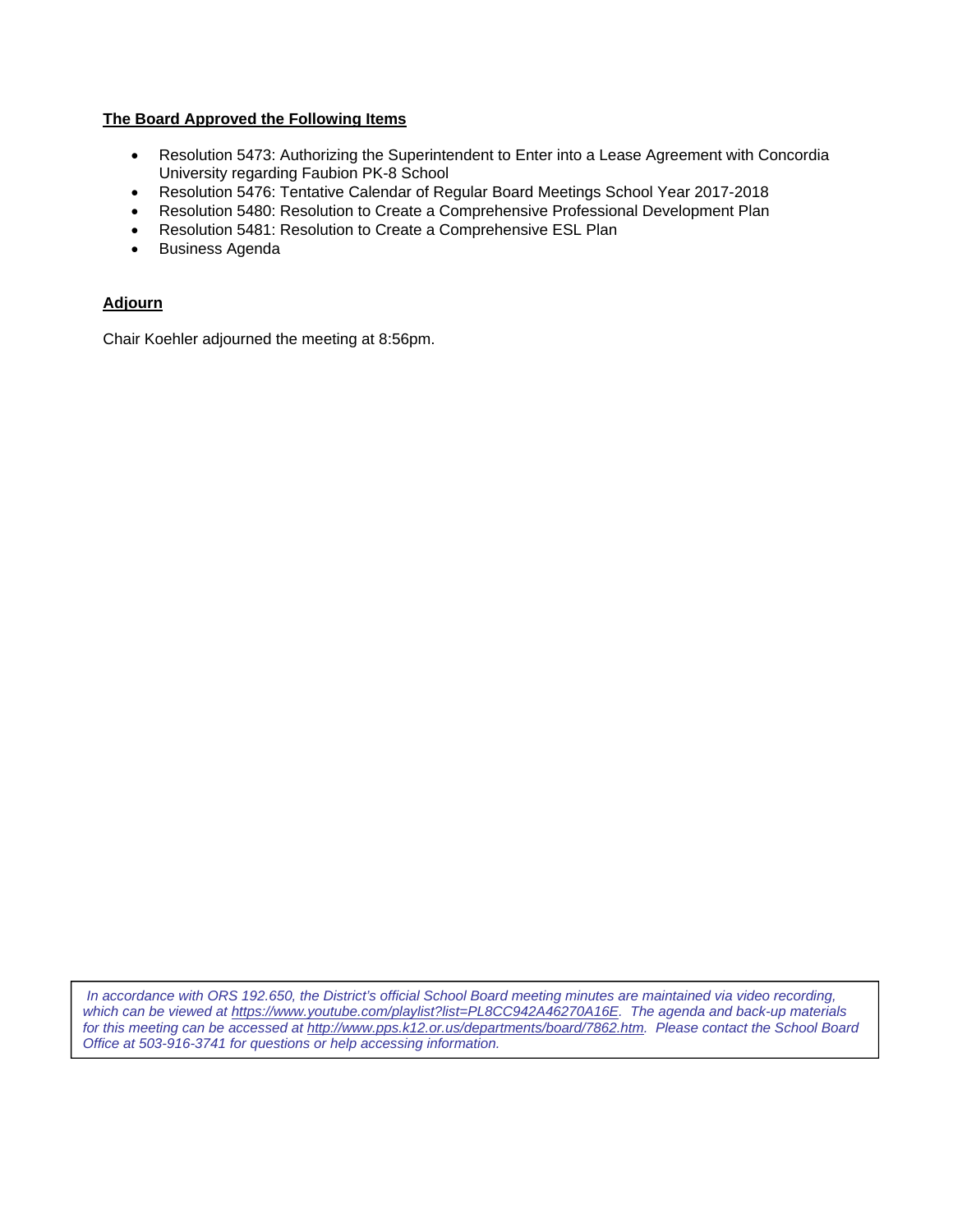**The Board Approved the Following Items**

- Resolution 5473: Authorizing the Superintendent to Enter into a Lease Agreement with Concordia University regarding Faubion PK-8 School
- Resolution 5476: Tentative Calendar of Regular Board Meetings School Year 2017-2018
- Resolution 5480: Resolution to Create a Comprehensive Professional Development Plan
- Resolution 5481: Resolution to Create a Comprehensive ESL Plan
- Business Agenda

**Adjourn**

Chair Koehler adjourned the meeting at 8:56pm.

*In accordance with ORS 192.650, the District's official School Board meeting minutes are maintained via video recording, which can be viewed at https://www.youtube.com/playlist?list=PL8CC942A46270A16E. The agenda and back-up materials for this meeting can be accessed at http://www.pps.k12.or.us/departments/board/7862.htm. Please contact the School Board Office at 503-916-3741 for questions or help accessing information.*